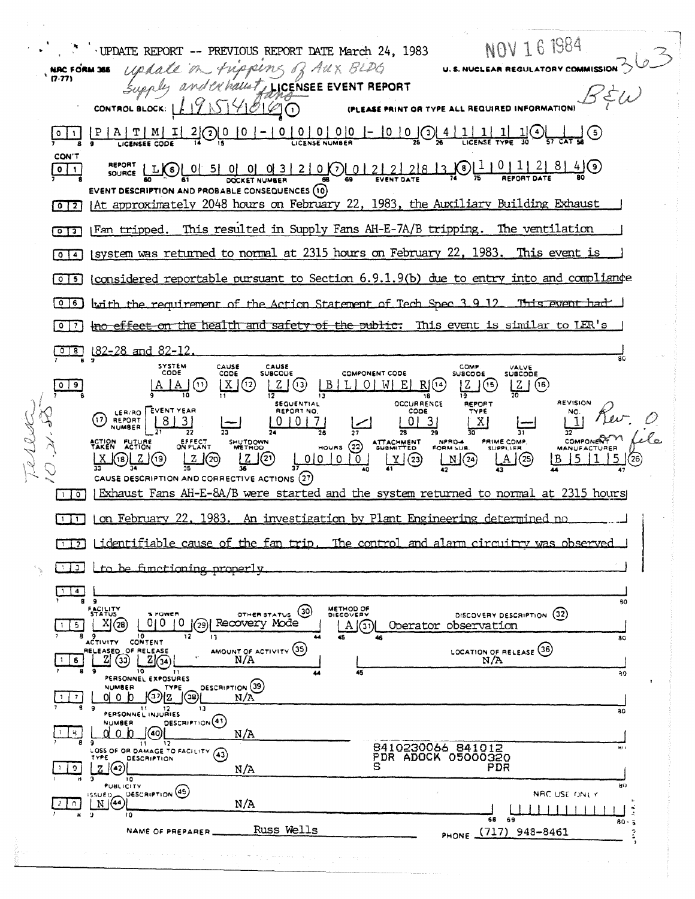UPDATE REPORT -- PREVIOUS REPORT DATE March 24, 1983

NOV 16 1984

NRC FORM 366 (7-77)

*update on tripping of Aux BLDG supply and exhaust fans*

U.S. NUCLEAR REGULATORY COMMISSION

363

# LICENSEE EVENT REPORT

B&W

CONTROL BLOCK: L19 54 06 (1) (PLEASE PRINT OR TYPE ALL REQUIRED INFORMATION)

| | |
|---|---|
| 01 | LICENSEE CODE: P A T M I 2 (2) LICENSE NUMBER: 0 0 - 0 0 0 0 0 - 0 0 (3) LICENSE TYPE: 4 1 1 1 1 (4) CAT: (5) |
| CON'T 01 | REPORT SOURCE: L (6) DOCKET NUMBER: 0 5 0 0 0 3 2 0 (7) EVENT DATE: 0 2 2 2 8 3 (8) REPORT DATE: 1 0 1 2 8 4 (9) |

EVENT DESCRIPTION AND PROBABLE CONSEQUENCES (10)

02 At approximately 2048 hours on February 22, 1983, the Auxiliary Building Exhaust
03 Fan tripped. This resulted in Supply Fans AH-E-7A/B tripping. The ventilation
04 system was returned to normal at 2315 hours on February 22, 1983. This event is
05 considered reportable pursuant to Section 6.9.1.9(b) due to entry into and compliance
06 with the requirement of the Action Statement of Tech Spec 3.9.12. ~~This event had~~
07 ~~no effect on the health and safety of the public.~~ This event is similar to LER's
08 82-28 and 82-12.

| | SYSTEM CODE | CAUSE CODE | CAUSE SUBCODE | COMPONENT CODE | COMP SUBCODE | VALVE SUBCODE |
|---|---|---|---|---|---|---|
| 09 | A A (11) | X (12) | Z (13) | B L O W E R (14) | Z (15) | Z (16) |

| (17) LER/RO REPORT NUMBER | EVENT YEAR | | SEQUENTIAL REPORT NO. | | OCCURRENCE CODE | REPORT TYPE | | REVISION NO. |
|---|---|---|---|---|---|---|---|---|
| | 8 3 | — | 0 0 7 | / | 0 3 | X | — | 1 |

*Rev. 0 on file*

| ACTION TAKEN | FUTURE ACTION | EFFECT ON PLANT | SHUTDOWN METHOD | HOURS (22) | ATTACHMENT SUBMITTED | NPRD-4 FORM SUB. | PRIME COMP. SUPPLIER | COMPONENT MANUFACTURER |
|---|---|---|---|---|---|---|---|---|
| X (18) | Z (19) | Z (20) | Z (21) | 0 0 0 0 | Y (23) | N (24) | A (25) | B 5 1 5 (26) |

*Tereco 10.21.88*

CAUSE DESCRIPTION AND CORRECTIVE ACTIONS (27)

10 Exhaust Fans AH-E-8A/B were started and the system returned to normal at 2315 hours
11 on February 22, 1983. An investigation by Plant Engineering determined no
12 identifiable cause of the fan trip. The control and alarm circuitry was observed
13 to be functioning properly.
14

| | FACILITY STATUS | % POWER | OTHER STATUS (30) | METHOD OF DISCOVERY | DISCOVERY DESCRIPTION (32) |
|---|---|---|---|---|---|
| 15 | X (28) | 0 0 0 (29) | Recovery Mode | A (31) | Operator observation |

| | ACTIVITY RELEASED OF RELEASE | CONTENT | AMOUNT OF ACTIVITY (35) | LOCATION OF RELEASE (36) |
|---|---|---|---|---|
| 16 | Z (33) | Z (34) | N/A | N/A |

PERSONNEL EXPOSURES

| | NUMBER | TYPE | DESCRIPTION (39) |
|---|---|---|---|
| 17 | 0 0 0 (37) | Z (38) | N/A |

PERSONNEL INJURIES

| | NUMBER | DESCRIPTION (41) |
|---|---|---|
| 18 | 0 0 0 (40) | N/A |

LOSS OF OR DAMAGE TO FACILITY (43)

| | TYPE | DESCRIPTION |
|---|---|---|
| 19 | Z (42) | N/A |

8410230066 841012
PDR ADOCK 05000320
S PDR

PUBLICITY

| | ISSUED | DESCRIPTION (45) |
|---|---|---|
| 20 | N (44) | N/A |

NRC USE ONLY

NAME OF PREPARER Russ Wells PHONE (717) 948-8461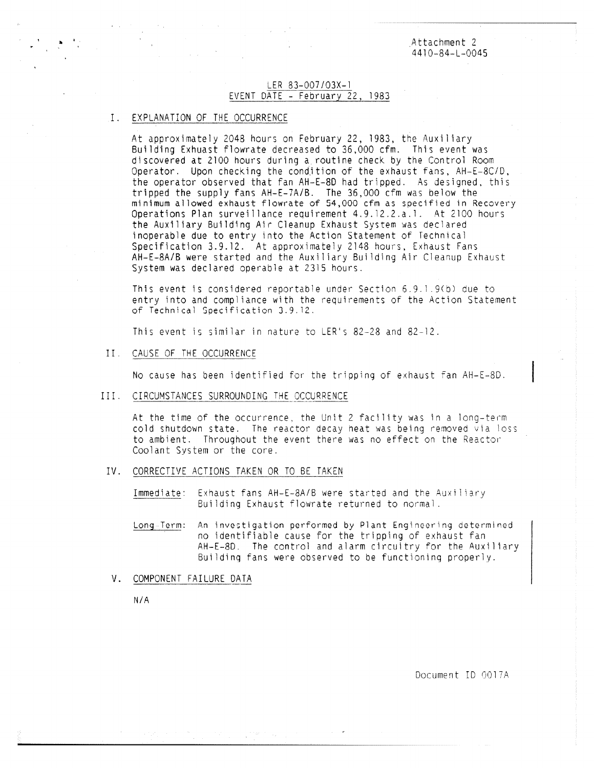Attachment 2
4410-84-L-0045

LER 83-007/03X-1
EVENT DATE - February 22, 1983

## I. EXPLANATION OF THE OCCURRENCE

At approximately 2048 hours on February 22, 1983, the Auxiliary Building Exhaust flowrate decreased to 36,000 cfm. This event was discovered at 2100 hours during a routine check by the Control Room Operator. Upon checking the condition of the exhaust fans, AH-E-8C/D, the operator observed that fan AH-E-8D had tripped. As designed, this tripped the supply fans AH-E-7A/B. The 36,000 cfm was below the minimum allowed exhaust flowrate of 54,000 cfm as specified in Recovery Operations Plan surveillance requirement 4.9.12.2.a.1. At 2100 hours the Auxiliary Building Air Cleanup Exhaust System was declared inoperable due to entry into the Action Statement of Technical Specification 3.9.12. At approximately 2148 hours, Exhaust Fans AH-E-8A/B were started and the Auxiliary Building Air Cleanup Exhaust System was declared operable at 2315 hours.

This event is considered reportable under Section 6.9.1.9(b) due to entry into and compliance with the requirements of the Action Statement of Technical Specification 3.9.12.

This event is similar in nature to LER's 82-28 and 82-12.

## II. CAUSE OF THE OCCURRENCE

No cause has been identified for the tripping of exhaust fan AH-E-8D.

## III. CIRCUMSTANCES SURROUNDING THE OCCURRENCE

At the time of the occurrence, the Unit 2 facility was in a long-term cold shutdown state. The reactor decay heat was being removed via loss to ambient. Throughout the event there was no effect on the Reactor Coolant System or the core.

## IV. CORRECTIVE ACTIONS TAKEN OR TO BE TAKEN

Immediate: Exhaust fans AH-E-8A/B were started and the Auxiliary Building Exhaust flowrate returned to normal.

Long Term: An investigation performed by Plant Engineering determined no identifiable cause for the tripping of exhaust fan AH-E-8D. The control and alarm circuitry for the Auxiliary Building fans were observed to be functioning properly.

## V. COMPONENT FAILURE DATA

N/A

Document ID 0017A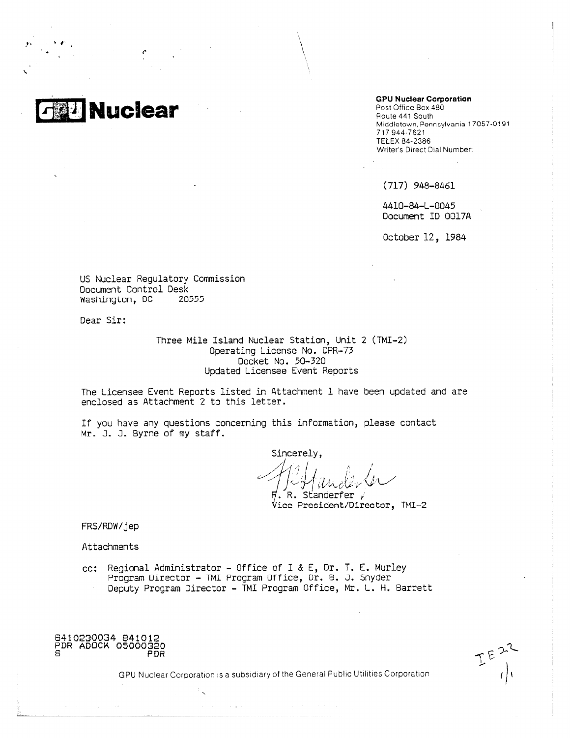**GPU Nuclear**

**GPU Nuclear Corporation**
Post Office Box 480
Route 441 South
Middletown, Pennsylvania 17057-0191
717 944-7621
TELEX 84-2386
Writer's Direct Dial Number:

(717) 948-8461

4410-84-L-0045
Document ID 0017A

October 12, 1984

US Nuclear Regulatory Commission
Document Control Desk
Washington, DC 20555

Dear Sir:

Three Mile Island Nuclear Station, Unit 2 (TMI-2)
Operating License No. DPR-73
Docket No. 50-320
Updated Licensee Event Reports

The Licensee Event Reports listed in Attachment 1 have been updated and are enclosed as Attachment 2 to this letter.

If you have any questions concerning this information, please contact Mr. J. J. Byrne of my staff.

Sincerely,

F. R. Standerfer
Vice President/Director, TMI-2

FRS/RDW/jep

Attachments

cc: Regional Administrator - Office of I & E, Dr. T. E. Murley
Program Director - TMI Program Office, Dr. B. J. Snyder
Deputy Program Director - TMI Program Office, Mr. L. H. Barrett

8410230034 841012
PDR ADOCK 05000320
S PDR

GPU Nuclear Corporation is a subsidiary of the General Public Utilities Corporation

IE22
1/1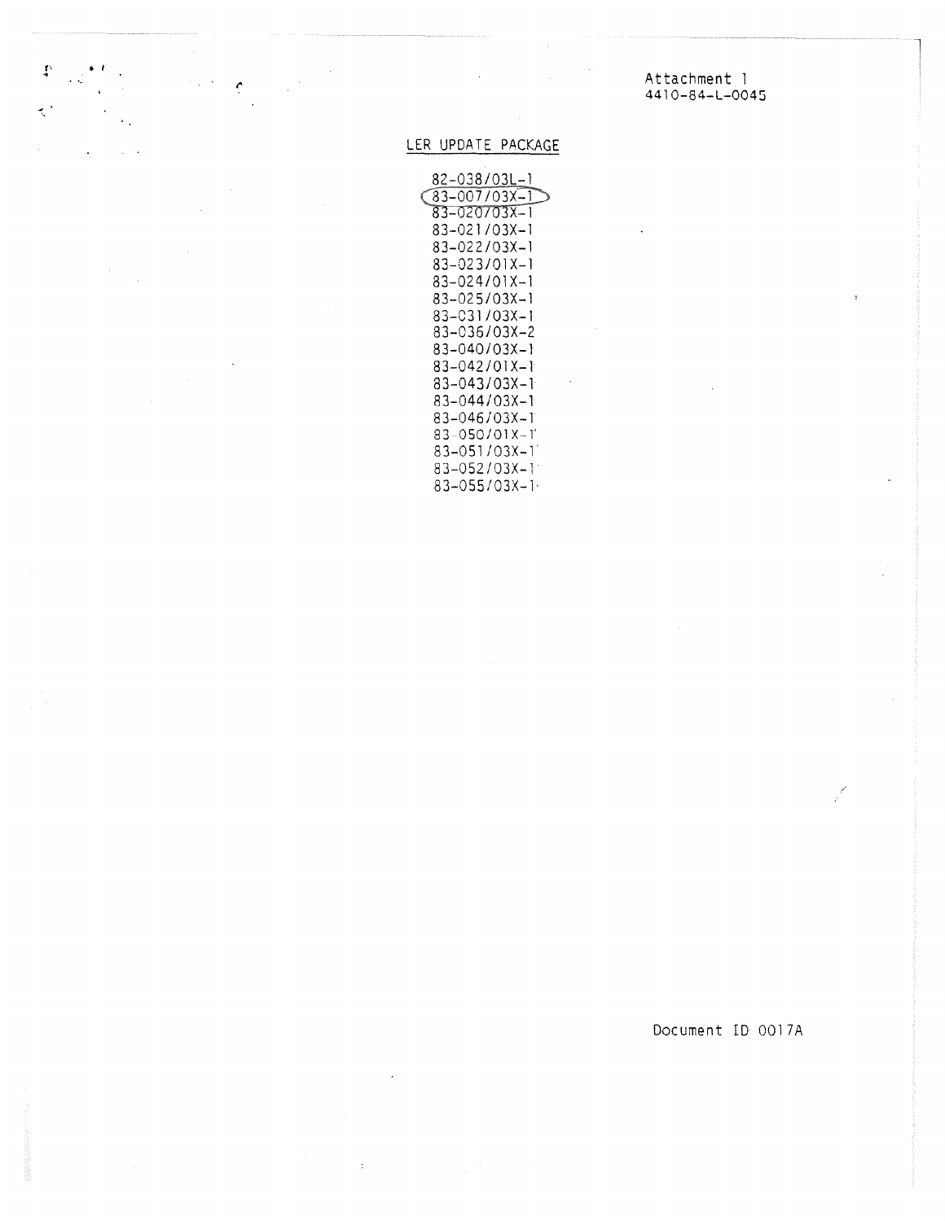Attachment 1
4410-84-L-0045

## LER UPDATE PACKAGE

82-038/03L-1
83-007/03X-1
83-020/03X-1
83-021/03X-1
83-022/03X-1
83-023/01X-1
83-024/01X-1
83-025/03X-1
83-031/03X-1
83-036/03X-2
83-040/03X-1
83-042/01X-1
83-043/03X-1
83-044/03X-1
83-046/03X-1
83-050/01X-1
83-051/03X-1
83-052/03X-1
83-055/03X-1

Document ID 0017A